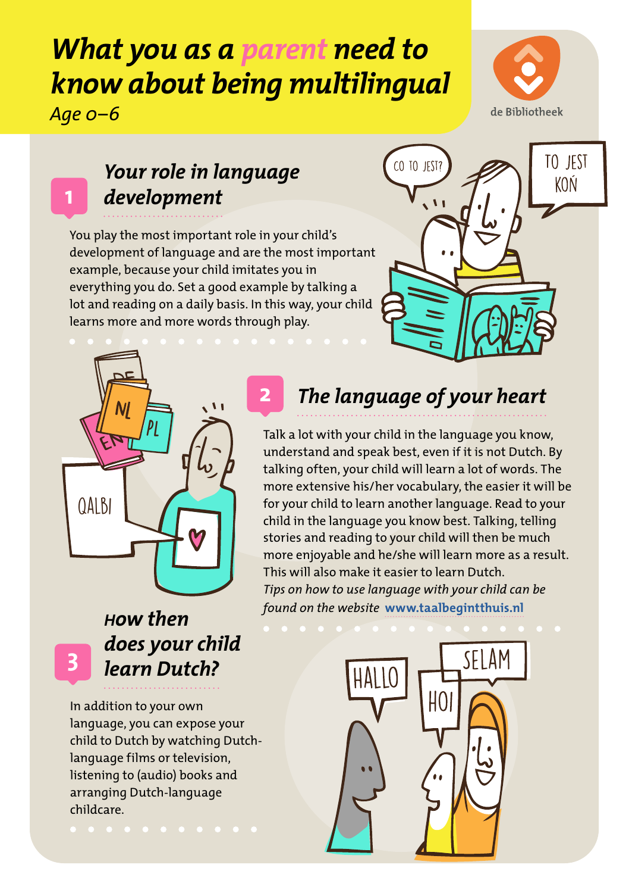# *What you as a parent need to know about being multilingual*

*Age 0–6*

de Bibliotheek

## 1 *Your role in language development*

You play the most important role in your child's development of language and are the most important example, because your child imitates you in everything you do. Set a good example by talking a lot and reading on a daily basis. In this way, your child learns more and more words through play.

## 2 *The language of your heart*

Talk a lot with your child in the language you know, understand and speak best, even if it is not Dutch. By talking often, your child will learn a lot of words. The more extensive his/her vocabulary, the easier it will be for your child to learn another language. Read to your child in the language you know best. Talking, telling stories and reading to your child will then be much more enjoyable and he/she will learn more as a result. This will also make it easier to learn Dutch.

*Tips on how to use language with your child can be found on the website* **www.taalbegintthuis.nl**

## 3 *How then does your child learn Dutch?*

In addition to your own language, you can expose your child to Dutch by watching Dutch-language films or television, listening to (audio) books and arranging Dutch-language childcare.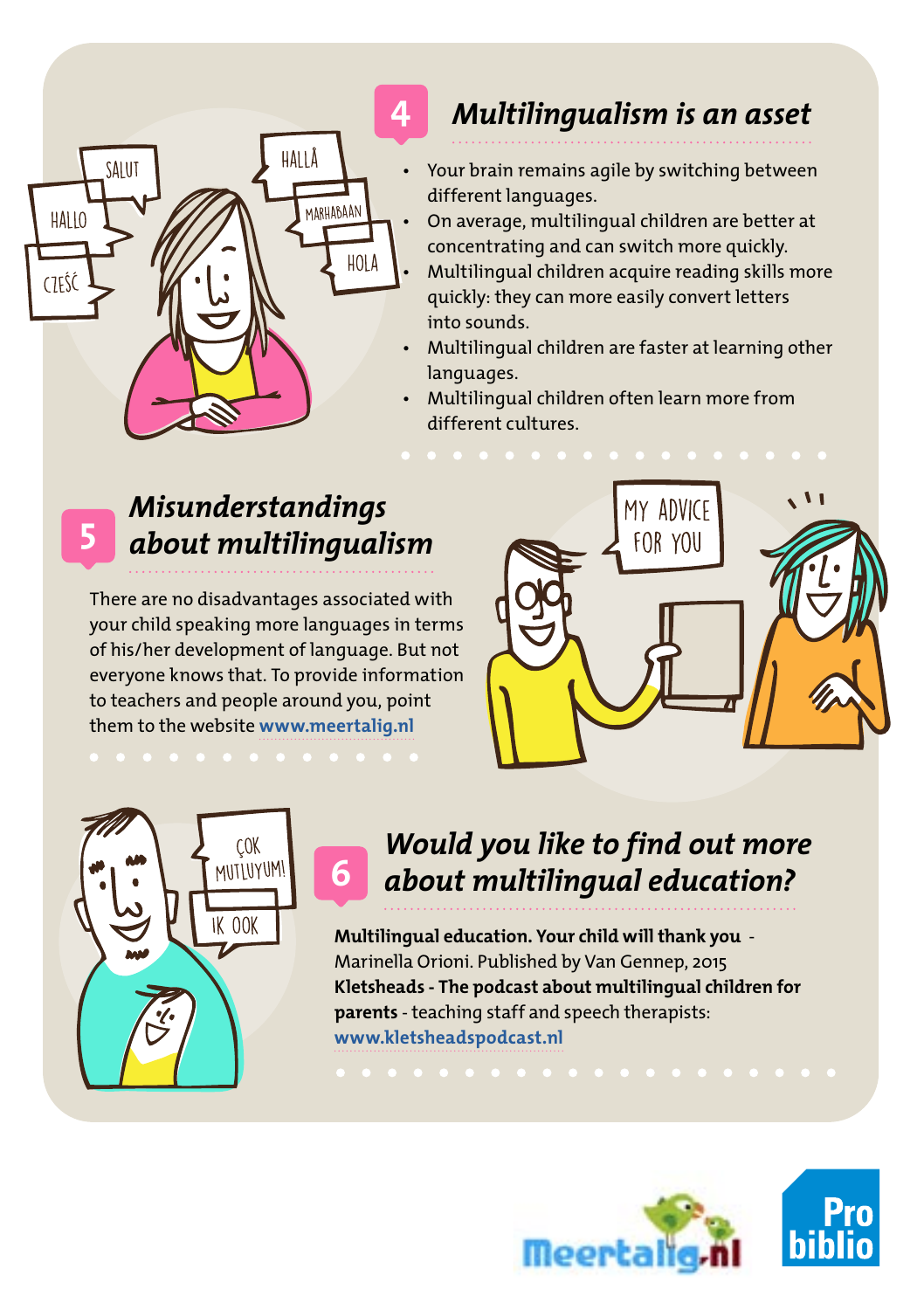## 4 Multilingualism is an asset

- Your brain remains agile by switching between different languages.
- On average, multilingual children are better at concentrating and can switch more quickly.
- Multilingual children acquire reading skills more quickly: they can more easily convert letters into sounds.
- Multilingual children are faster at learning other languages.
- Multilingual children often learn more from different cultures.

## 5 Misunderstandings about multilingualism

There are no disadvantages associated with your child speaking more languages in terms of his/her development of language. But not everyone knows that. To provide information to teachers and people around you, point them to the website **www.meertalig.nl**

## 6 Would you like to find out more about multilingual education?

**Multilingual education. Your child will thank you** - Marinella Orioni. Published by Van Gennep, 2015

**Kletsheads - The podcast about multilingual children for parents** - teaching staff and speech therapists: **www.kletsheadspodcast.nl**

Meertalig.nl

Pro biblio